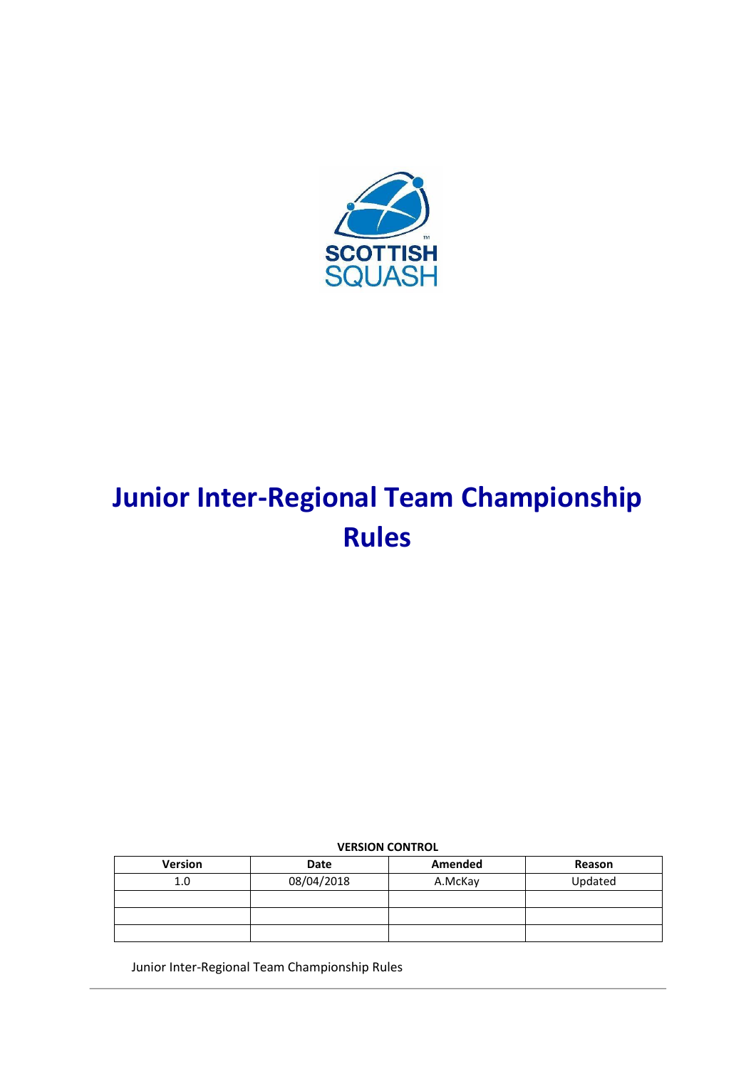SCOTTISH SQUASH

# Junior Inter-Regional Team Championship Rules

**VERSION CONTROL**

| Version | Date | Amended | Reason |
| --- | --- | --- | --- |
| 1.0 | 08/04/2018 | A.McKay | Updated |
| | | | |
| | | | |
| | | | |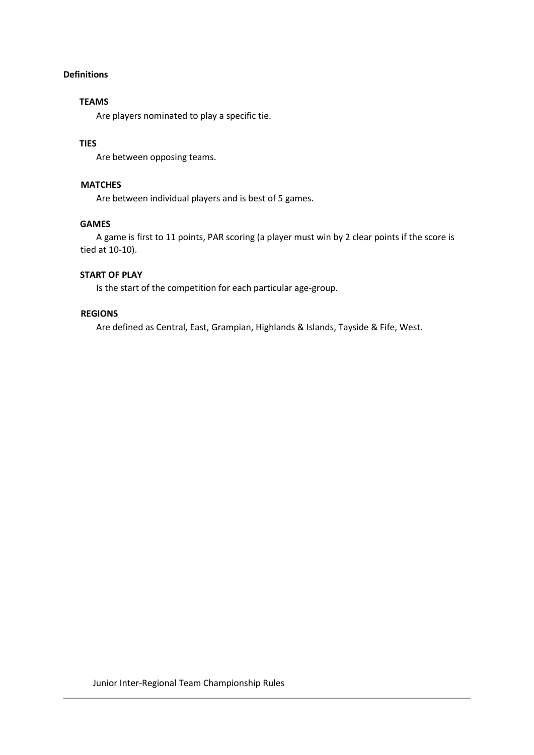## Definitions

### TEAMS

Are players nominated to play a specific tie.

### TIES

Are between opposing teams.

### MATCHES

Are between individual players and is best of 5 games.

### GAMES

A game is first to 11 points, PAR scoring (a player must win by 2 clear points if the score is tied at 10-10).

### START OF PLAY

Is the start of the competition for each particular age-group.

### REGIONS

Are defined as Central, East, Grampian, Highlands & Islands, Tayside & Fife, West.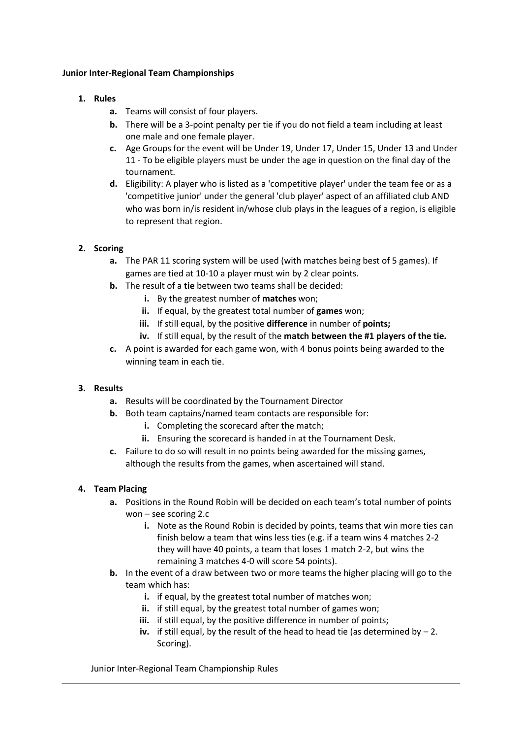**Junior Inter-Regional Team Championships**

1. **Rules**
    a. Teams will consist of four players.
    b. There will be a 3-point penalty per tie if you do not field a team including at least one male and one female player.
    c. Age Groups for the event will be Under 19, Under 17, Under 15, Under 13 and Under 11 - To be eligible players must be under the age in question on the final day of the tournament.
    d. Eligibility: A player who is listed as a 'competitive player' under the team fee or as a 'competitive junior' under the general 'club player' aspect of an affiliated club AND who was born in/is resident in/whose club plays in the leagues of a region, is eligible to represent that region.

2. **Scoring**
    a. The PAR 11 scoring system will be used (with matches being best of 5 games). If games are tied at 10-10 a player must win by 2 clear points.
    b. The result of a **tie** between two teams shall be decided:
        i. By the greatest number of **matches** won;
        ii. If equal, by the greatest total number of **games** won;
        iii. If still equal, by the positive **difference** in number of **points;**
        iv. If still equal, by the result of the **match between the #1 players of the tie.**
    c. A point is awarded for each game won, with 4 bonus points being awarded to the winning team in each tie.

3. **Results**
    a. Results will be coordinated by the Tournament Director
    b. Both team captains/named team contacts are responsible for:
        i. Completing the scorecard after the match;
        ii. Ensuring the scorecard is handed in at the Tournament Desk.
    c. Failure to do so will result in no points being awarded for the missing games, although the results from the games, when ascertained will stand.

4. **Team Placing**
    a. Positions in the Round Robin will be decided on each team's total number of points won – see scoring 2.c
        i. Note as the Round Robin is decided by points, teams that win more ties can finish below a team that wins less ties (e.g. if a team wins 4 matches 2-2 they will have 40 points, a team that loses 1 match 2-2, but wins the remaining 3 matches 4-0 will score 54 points).
    b. In the event of a draw between two or more teams the higher placing will go to the team which has:
        i. if equal, by the greatest total number of matches won;
        ii. if still equal, by the greatest total number of games won;
        iii. if still equal, by the positive difference in number of points;
        iv. if still equal, by the result of the head to head tie (as determined by – 2. Scoring).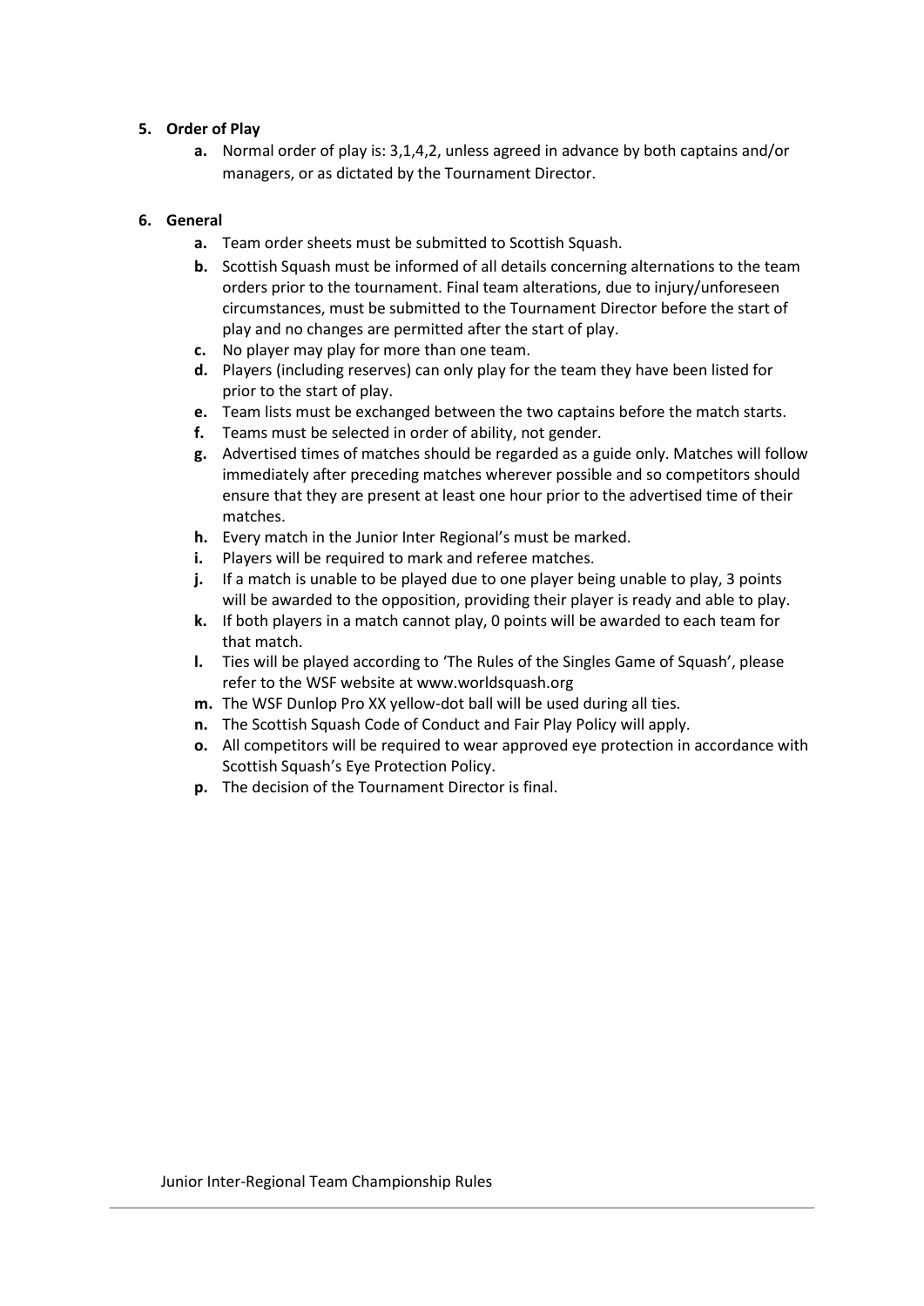5. **Order of Play**
    a. Normal order of play is: 3,1,4,2, unless agreed in advance by both captains and/or managers, or as dictated by the Tournament Director.

6. **General**
    a. Team order sheets must be submitted to Scottish Squash.
    b. Scottish Squash must be informed of all details concerning alternations to the team orders prior to the tournament. Final team alterations, due to injury/unforeseen circumstances, must be submitted to the Tournament Director before the start of play and no changes are permitted after the start of play.
    c. No player may play for more than one team.
    d. Players (including reserves) can only play for the team they have been listed for prior to the start of play.
    e. Team lists must be exchanged between the two captains before the match starts.
    f. Teams must be selected in order of ability, not gender.
    g. Advertised times of matches should be regarded as a guide only. Matches will follow immediately after preceding matches wherever possible and so competitors should ensure that they are present at least one hour prior to the advertised time of their matches.
    h. Every match in the Junior Inter Regional's must be marked.
    i. Players will be required to mark and referee matches.
    j. If a match is unable to be played due to one player being unable to play, 3 points will be awarded to the opposition, providing their player is ready and able to play.
    k. If both players in a match cannot play, 0 points will be awarded to each team for that match.
    l. Ties will be played according to 'The Rules of the Singles Game of Squash', please refer to the WSF website at www.worldsquash.org
    m. The WSF Dunlop Pro XX yellow-dot ball will be used during all ties.
    n. The Scottish Squash Code of Conduct and Fair Play Policy will apply.
    o. All competitors will be required to wear approved eye protection in accordance with Scottish Squash's Eye Protection Policy.
    p. The decision of the Tournament Director is final.